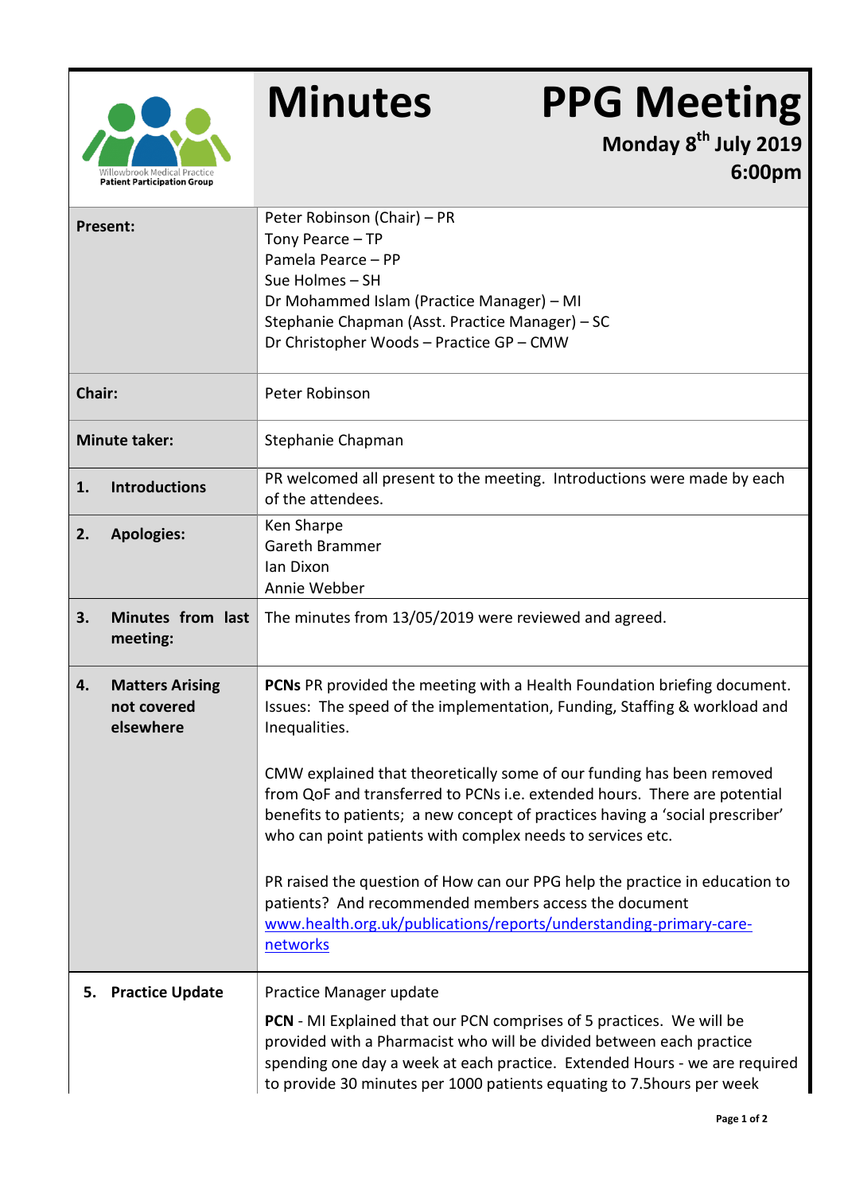Willowbrook Medical Practice
**Patient Participation Group**

# Minutes — PPG Meeting

**Monday 8th July 2019**
**6:00pm**

| | |
|---|---|
| **Present:** | Peter Robinson (Chair) – PR<br>Tony Pearce – TP<br>Pamela Pearce – PP<br>Sue Holmes – SH<br>Dr Mohammed Islam (Practice Manager) – MI<br>Stephanie Chapman (Asst. Practice Manager) – SC<br>Dr Christopher Woods – Practice GP – CMW |
| **Chair:** | Peter Robinson |
| **Minute taker:** | Stephanie Chapman |
| **1. Introductions** | PR welcomed all present to the meeting. Introductions were made by each of the attendees. |
| **2. Apologies:** | Ken Sharpe<br>Gareth Brammer<br>Ian Dixon<br>Annie Webber |
| **3. Minutes from last meeting:** | The minutes from 13/05/2019 were reviewed and agreed. |
| **4. Matters Arising not covered elsewhere** | **PCNs** PR provided the meeting with a Health Foundation briefing document. Issues: The speed of the implementation, Funding, Staffing & workload and Inequalities.<br><br>CMW explained that theoretically some of our funding has been removed from QoF and transferred to PCNs i.e. extended hours. There are potential benefits to patients; a new concept of practices having a 'social prescriber' who can point patients with complex needs to services etc.<br><br>PR raised the question of How can our PPG help the practice in education to patients? And recommended members access the document [www.health.org.uk/publications/reports/understanding-primary-care-networks](www.health.org.uk/publications/reports/understanding-primary-care-networks) |
| **5. Practice Update** | Practice Manager update<br><br>**PCN** - MI Explained that our PCN comprises of 5 practices. We will be provided with a Pharmacist who will be divided between each practice spending one day a week at each practice. Extended Hours - we are required to provide 30 minutes per 1000 patients equating to 7.5hours per week |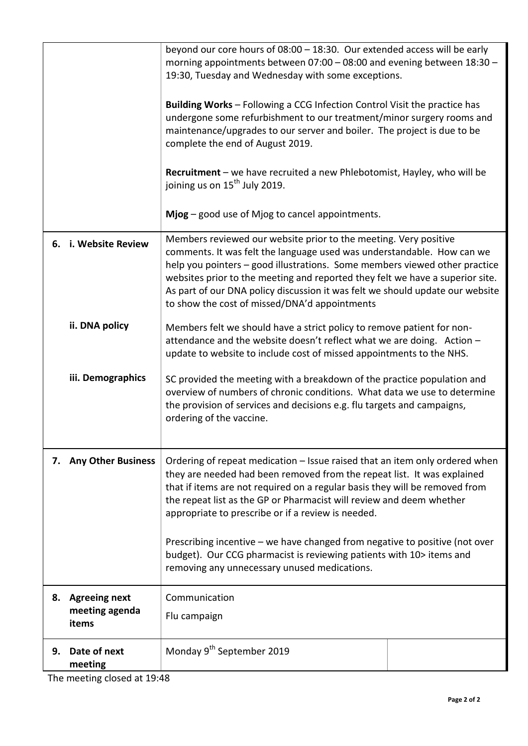| | | |
|---|---|---|
| | beyond our core hours of 08:00 – 18:30. Our extended access will be early morning appointments between 07:00 – 08:00 and evening between 18:30 – 19:30, Tuesday and Wednesday with some exceptions.<br><br>**Building Works** – Following a CCG Infection Control Visit the practice has undergone some refurbishment to our treatment/minor surgery rooms and maintenance/upgrades to our server and boiler. The project is due to be complete the end of August 2019.<br><br>**Recruitment** – we have recruited a new Phlebotomist, Hayley, who will be joining us on 15th July 2019.<br><br>**Mjog** – good use of Mjog to cancel appointments. | |
| **6. i. Website Review** | Members reviewed our website prior to the meeting. Very positive comments. It was felt the language used was understandable. How can we help you pointers – good illustrations. Some members viewed other practice websites prior to the meeting and reported they felt we have a superior site. As part of our DNA policy discussion it was felt we should update our website to show the cost of missed/DNA'd appointments | |
| **ii. DNA policy** | Members felt we should have a strict policy to remove patient for non-attendance and the website doesn't reflect what we are doing. Action – update to website to include cost of missed appointments to the NHS. | |
| **iii. Demographics** | SC provided the meeting with a breakdown of the practice population and overview of numbers of chronic conditions. What data we use to determine the provision of services and decisions e.g. flu targets and campaigns, ordering of the vaccine. | |
| **7. Any Other Business** | Ordering of repeat medication – Issue raised that an item only ordered when they are needed had been removed from the repeat list. It was explained that if items are not required on a regular basis they will be removed from the repeat list as the GP or Pharmacist will review and deem whether appropriate to prescribe or if a review is needed.<br><br>Prescribing incentive – we have changed from negative to positive (not over budget). Our CCG pharmacist is reviewing patients with 10> items and removing any unnecessary unused medications. | |
| **8. Agreeing next meeting agenda items** | Communication<br><br>Flu campaign | |
| **9. Date of next meeting** | Monday 9th September 2019 | |

The meeting closed at 19:48